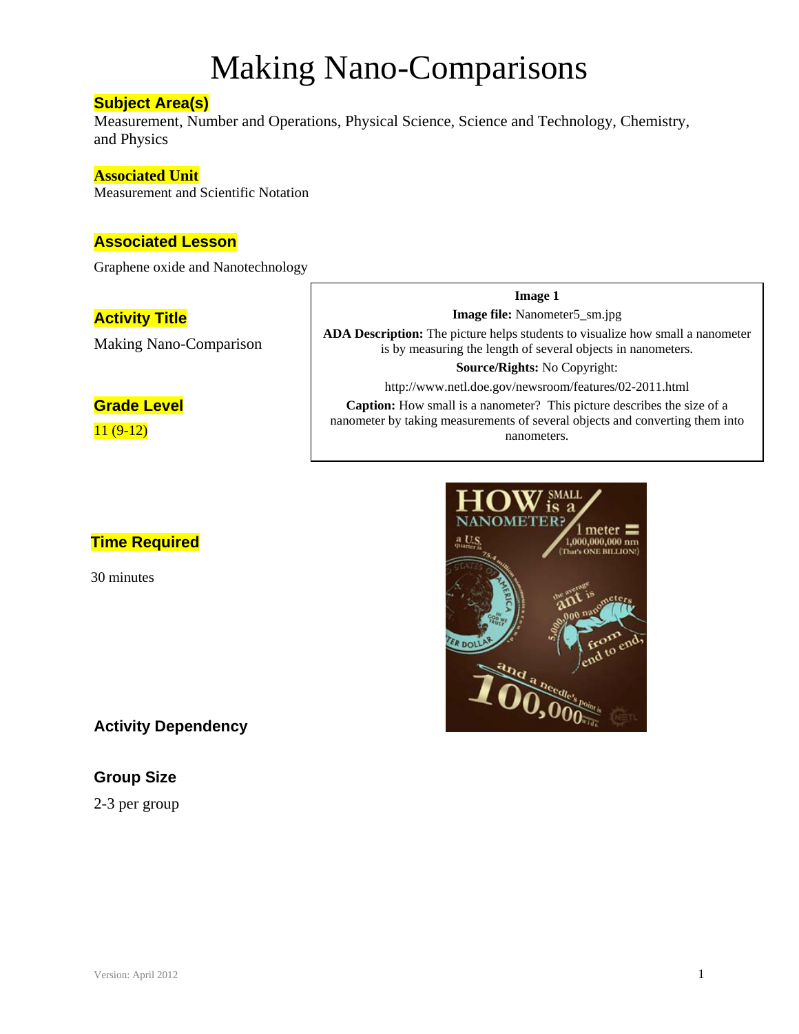# Making Nano-Comparisons

**Subject Area(s)**

Measurement, Number and Operations, Physical Science, Science and Technology, Chemistry, and Physics

**Associated Unit**

Measurement and Scientific Notation

**Associated Lesson**

Graphene oxide and Nanotechnology

**Activity Title**

Making Nano-Comparison

**Grade Level**

11 (9-12)

**Time Required**

30 minutes

**Activity Dependency**

**Group Size**

2-3 per group

**Image 1**

**Image file:** Nanometer5_sm.jpg

**ADA Description:** The picture helps students to visualize how small a nanometer is by measuring the length of several objects in nanometers.

**Source/Rights:** No Copyright:

http://www.netl.doe.gov/newsroom/features/02-2011.html

**Caption:** How small is a nanometer? This picture describes the size of a nanometer by taking measurements of several objects and converting them into nanometers.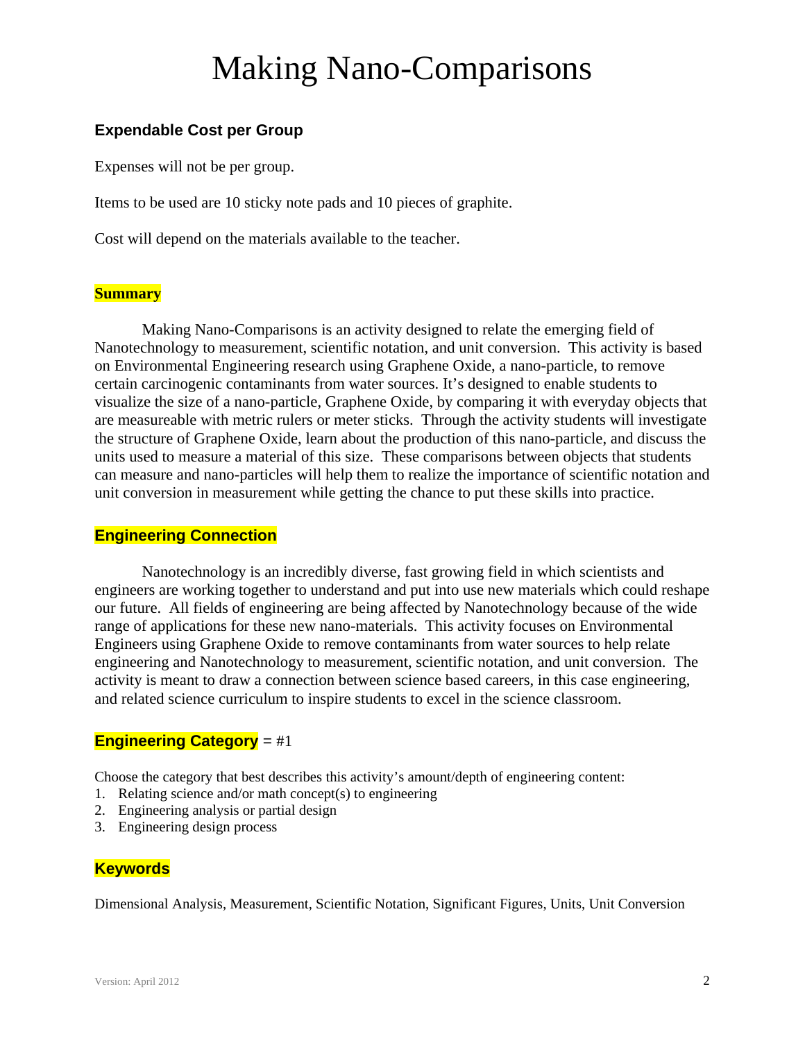# Making Nano-Comparisons

### Expendable Cost per Group

Expenses will not be per group.

Items to be used are 10 sticky note pads and 10 pieces of graphite.

Cost will depend on the materials available to the teacher.

### Summary

Making Nano-Comparisons is an activity designed to relate the emerging field of Nanotechnology to measurement, scientific notation, and unit conversion. This activity is based on Environmental Engineering research using Graphene Oxide, a nano-particle, to remove certain carcinogenic contaminants from water sources. It's designed to enable students to visualize the size of a nano-particle, Graphene Oxide, by comparing it with everyday objects that are measureable with metric rulers or meter sticks. Through the activity students will investigate the structure of Graphene Oxide, learn about the production of this nano-particle, and discuss the units used to measure a material of this size. These comparisons between objects that students can measure and nano-particles will help them to realize the importance of scientific notation and unit conversion in measurement while getting the chance to put these skills into practice.

### Engineering Connection

Nanotechnology is an incredibly diverse, fast growing field in which scientists and engineers are working together to understand and put into use new materials which could reshape our future. All fields of engineering are being affected by Nanotechnology because of the wide range of applications for these new nano-materials. This activity focuses on Environmental Engineers using Graphene Oxide to remove contaminants from water sources to help relate engineering and Nanotechnology to measurement, scientific notation, and unit conversion. The activity is meant to draw a connection between science based careers, in this case engineering, and related science curriculum to inspire students to excel in the science classroom.

### Engineering Category = #1

Choose the category that best describes this activity's amount/depth of engineering content:

1. Relating science and/or math concept(s) to engineering
2. Engineering analysis or partial design
3. Engineering design process

### Keywords

Dimensional Analysis, Measurement, Scientific Notation, Significant Figures, Units, Unit Conversion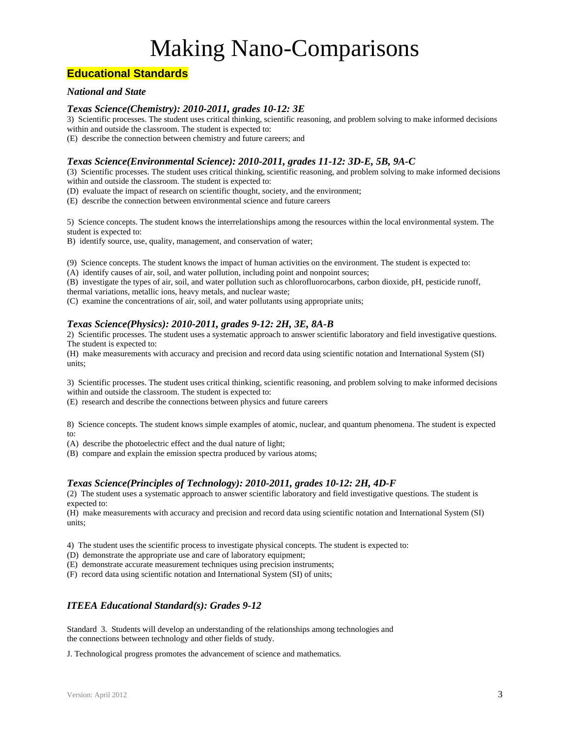# Making Nano-Comparisons

## Educational Standards

### *National and State*

### *Texas Science(Chemistry): 2010-2011, grades 10-12: 3E*

3) Scientific processes. The student uses critical thinking, scientific reasoning, and problem solving to make informed decisions within and outside the classroom. The student is expected to:

(E) describe the connection between chemistry and future careers; and

### *Texas Science(Environmental Science): 2010-2011, grades 11-12: 3D-E, 5B, 9A-C*

(3) Scientific processes. The student uses critical thinking, scientific reasoning, and problem solving to make informed decisions within and outside the classroom. The student is expected to:

(D) evaluate the impact of research on scientific thought, society, and the environment;

(E) describe the connection between environmental science and future careers

5) Science concepts. The student knows the interrelationships among the resources within the local environmental system. The student is expected to:

B) identify source, use, quality, management, and conservation of water;

(9) Science concepts. The student knows the impact of human activities on the environment. The student is expected to:

(A) identify causes of air, soil, and water pollution, including point and nonpoint sources;

(B) investigate the types of air, soil, and water pollution such as chlorofluorocarbons, carbon dioxide, pH, pesticide runoff, thermal variations, metallic ions, heavy metals, and nuclear waste;

(C) examine the concentrations of air, soil, and water pollutants using appropriate units;

### *Texas Science(Physics): 2010-2011, grades 9-12: 2H, 3E, 8A-B*

2) Scientific processes. The student uses a systematic approach to answer scientific laboratory and field investigative questions. The student is expected to:

(H) make measurements with accuracy and precision and record data using scientific notation and International System (SI) units;

3) Scientific processes. The student uses critical thinking, scientific reasoning, and problem solving to make informed decisions within and outside the classroom. The student is expected to:

(E) research and describe the connections between physics and future careers

8) Science concepts. The student knows simple examples of atomic, nuclear, and quantum phenomena. The student is expected to:

(A) describe the photoelectric effect and the dual nature of light;

(B) compare and explain the emission spectra produced by various atoms;

### *Texas Science(Principles of Technology): 2010-2011, grades 10-12: 2H, 4D-F*

(2) The student uses a systematic approach to answer scientific laboratory and field investigative questions. The student is expected to:

(H) make measurements with accuracy and precision and record data using scientific notation and International System (SI) units;

4) The student uses the scientific process to investigate physical concepts. The student is expected to:

(D) demonstrate the appropriate use and care of laboratory equipment;

(E) demonstrate accurate measurement techniques using precision instruments;

(F) record data using scientific notation and International System (SI) of units;

### *ITEEA Educational Standard(s): Grades 9-12*

Standard 3. Students will develop an understanding of the relationships among technologies and the connections between technology and other fields of study.

J. Technological progress promotes the advancement of science and mathematics.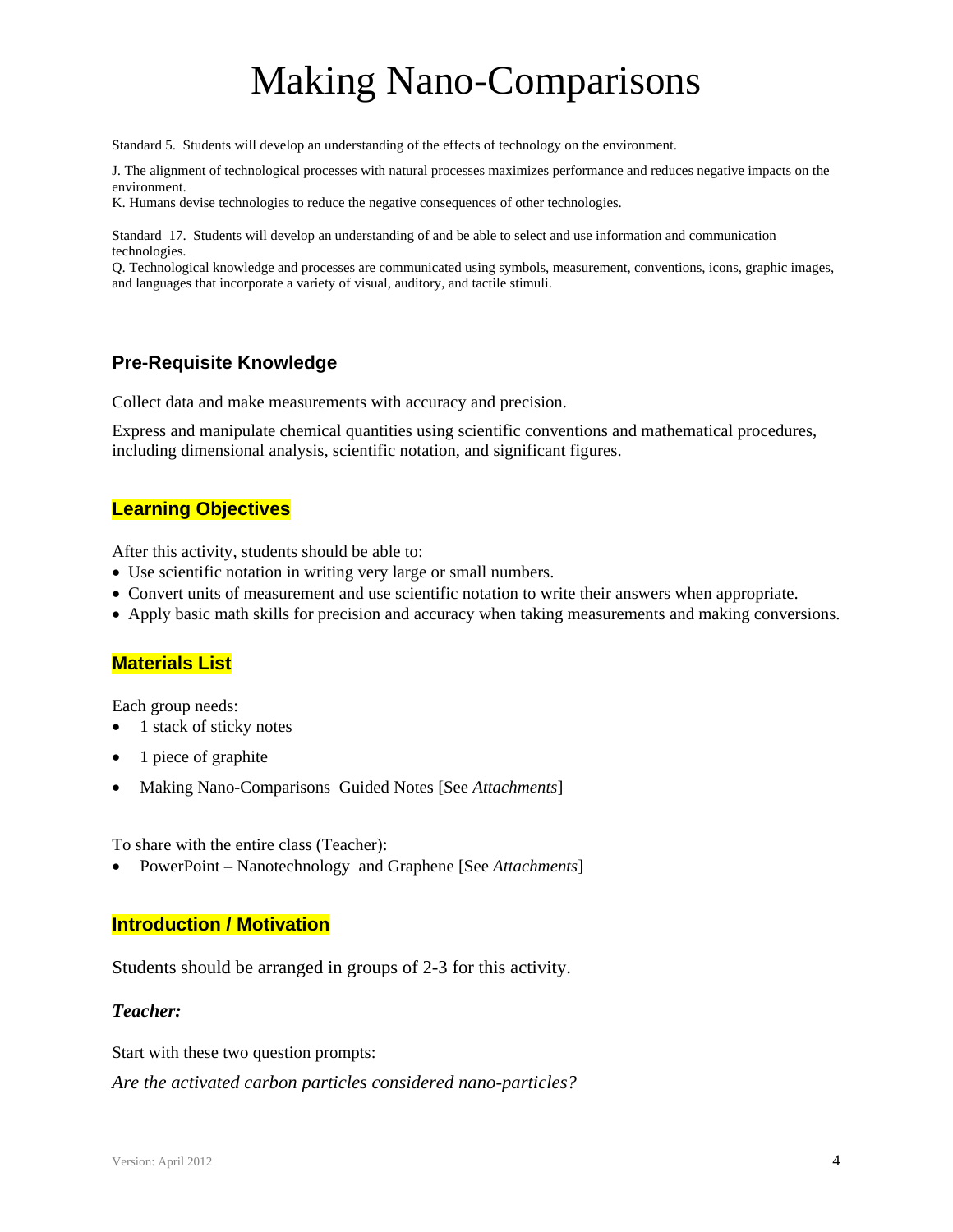# Making Nano-Comparisons

Standard 5. Students will develop an understanding of the effects of technology on the environment.

J. The alignment of technological processes with natural processes maximizes performance and reduces negative impacts on the environment.
K. Humans devise technologies to reduce the negative consequences of other technologies.

Standard 17. Students will develop an understanding of and be able to select and use information and communication technologies.
Q. Technological knowledge and processes are communicated using symbols, measurement, conventions, icons, graphic images, and languages that incorporate a variety of visual, auditory, and tactile stimuli.

### Pre-Requisite Knowledge

Collect data and make measurements with accuracy and precision.

Express and manipulate chemical quantities using scientific conventions and mathematical procedures, including dimensional analysis, scientific notation, and significant figures.

### Learning Objectives

After this activity, students should be able to:

- Use scientific notation in writing very large or small numbers.
- Convert units of measurement and use scientific notation to write their answers when appropriate.
- Apply basic math skills for precision and accuracy when taking measurements and making conversions.

### Materials List

Each group needs:

- 1 stack of sticky notes
- 1 piece of graphite
- Making Nano-Comparisons Guided Notes [See *Attachments*]

To share with the entire class (Teacher):

- PowerPoint – Nanotechnology and Graphene [See *Attachments*]

### Introduction / Motivation

Students should be arranged in groups of 2-3 for this activity.

***Teacher:***

Start with these two question prompts:

*Are the activated carbon particles considered nano-particles?*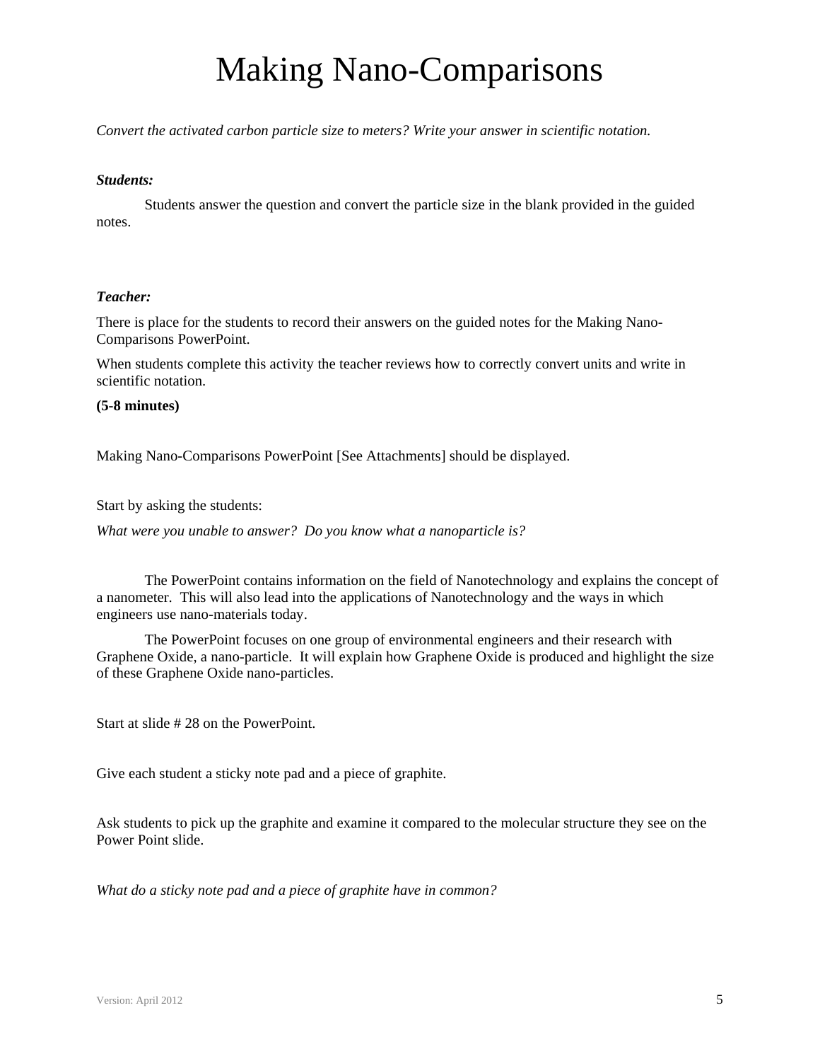# Making Nano-Comparisons

*Convert the activated carbon particle size to meters? Write your answer in scientific notation.*

***Students:***

Students answer the question and convert the particle size in the blank provided in the guided notes.

***Teacher:***

There is place for the students to record their answers on the guided notes for the Making Nano-Comparisons PowerPoint.

When students complete this activity the teacher reviews how to correctly convert units and write in scientific notation.

**(5-8 minutes)**

Making Nano-Comparisons PowerPoint [See Attachments] should be displayed.

Start by asking the students:

*What were you unable to answer? Do you know what a nanoparticle is?*

The PowerPoint contains information on the field of Nanotechnology and explains the concept of a nanometer. This will also lead into the applications of Nanotechnology and the ways in which engineers use nano-materials today.

The PowerPoint focuses on one group of environmental engineers and their research with Graphene Oxide, a nano-particle. It will explain how Graphene Oxide is produced and highlight the size of these Graphene Oxide nano-particles.

Start at slide # 28 on the PowerPoint.

Give each student a sticky note pad and a piece of graphite.

Ask students to pick up the graphite and examine it compared to the molecular structure they see on the Power Point slide.

*What do a sticky note pad and a piece of graphite have in common?*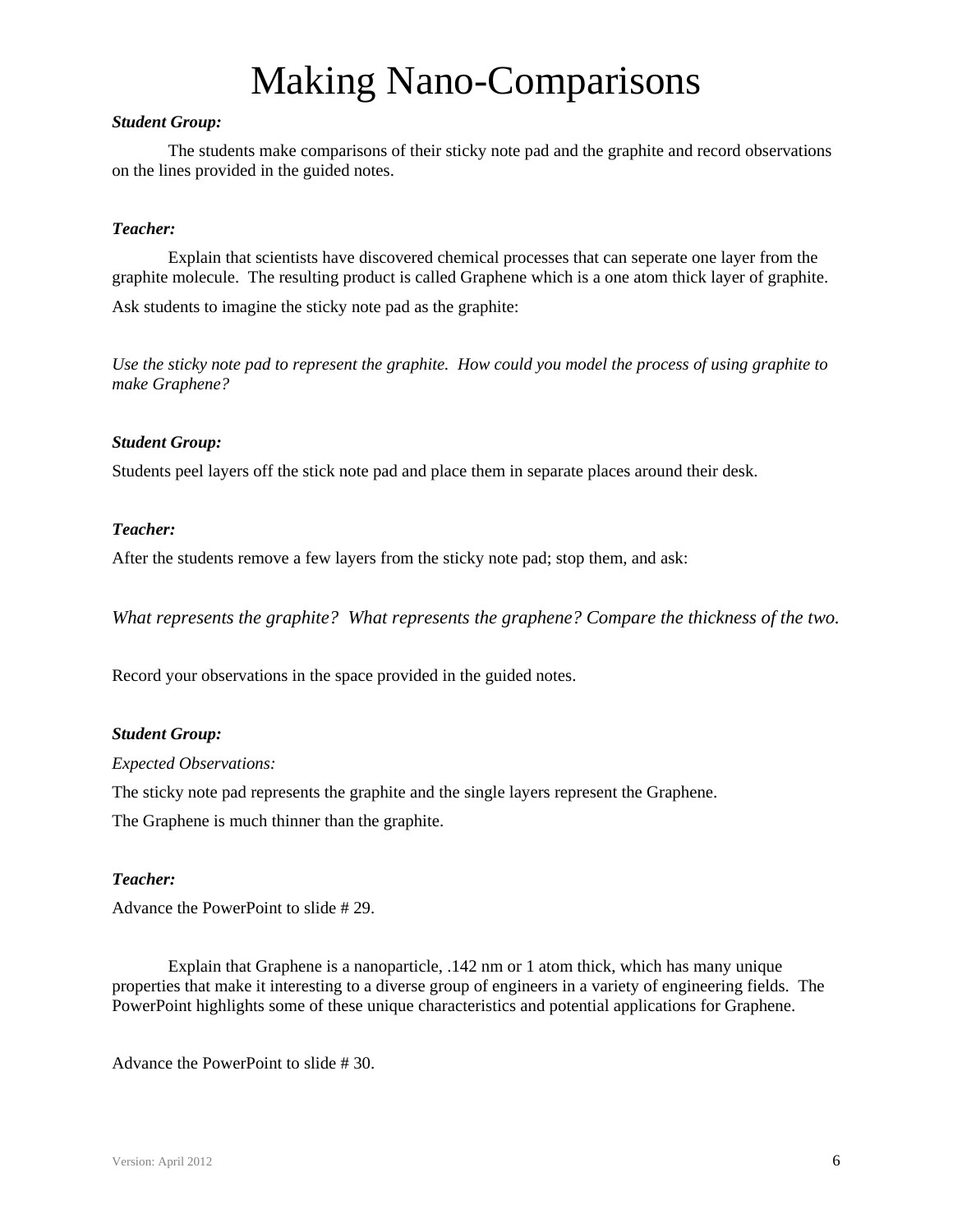# Making Nano-Comparisons

***Student Group:***

The students make comparisons of their sticky note pad and the graphite and record observations on the lines provided in the guided notes.

***Teacher:***

Explain that scientists have discovered chemical processes that can seperate one layer from the graphite molecule. The resulting product is called Graphene which is a one atom thick layer of graphite.

Ask students to imagine the sticky note pad as the graphite:

*Use the sticky note pad to represent the graphite. How could you model the process of using graphite to make Graphene?*

***Student Group:***

Students peel layers off the stick note pad and place them in separate places around their desk.

***Teacher:***

After the students remove a few layers from the sticky note pad; stop them, and ask:

*What represents the graphite? What represents the graphene? Compare the thickness of the two.*

Record your observations in the space provided in the guided notes.

***Student Group:***

*Expected Observations:*

The sticky note pad represents the graphite and the single layers represent the Graphene.

The Graphene is much thinner than the graphite.

***Teacher:***

Advance the PowerPoint to slide # 29.

Explain that Graphene is a nanoparticle, .142 nm or 1 atom thick, which has many unique properties that make it interesting to a diverse group of engineers in a variety of engineering fields. The PowerPoint highlights some of these unique characteristics and potential applications for Graphene.

Advance the PowerPoint to slide # 30.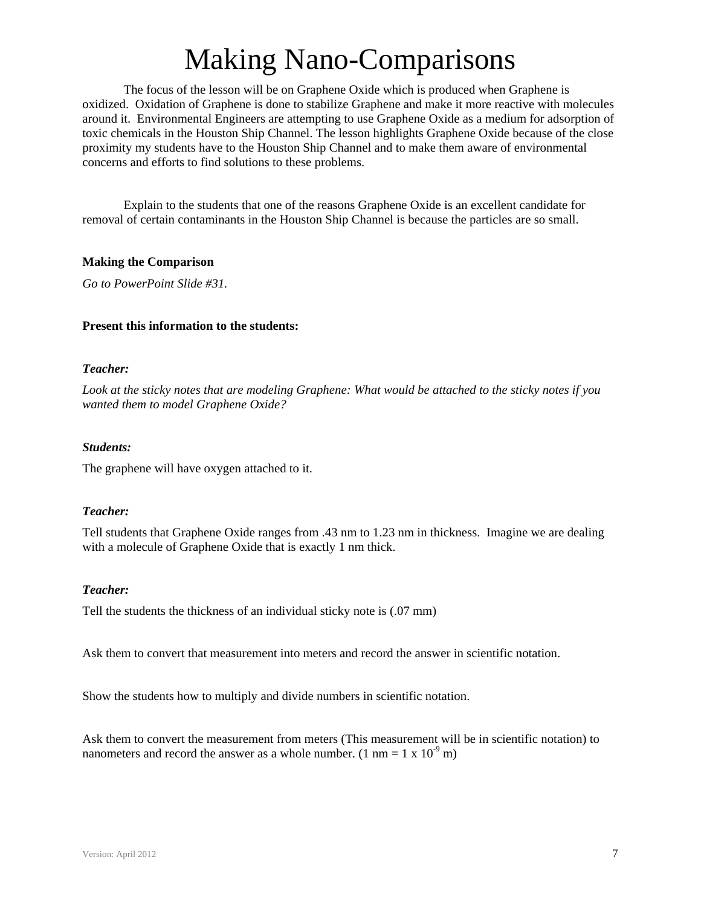# Making Nano-Comparisons

The focus of the lesson will be on Graphene Oxide which is produced when Graphene is oxidized. Oxidation of Graphene is done to stabilize Graphene and make it more reactive with molecules around it. Environmental Engineers are attempting to use Graphene Oxide as a medium for adsorption of toxic chemicals in the Houston Ship Channel. The lesson highlights Graphene Oxide because of the close proximity my students have to the Houston Ship Channel and to make them aware of environmental concerns and efforts to find solutions to these problems.

Explain to the students that one of the reasons Graphene Oxide is an excellent candidate for removal of certain contaminants in the Houston Ship Channel is because the particles are so small.

**Making the Comparison**

*Go to PowerPoint Slide #31.*

**Present this information to the students:**

***Teacher:***

*Look at the sticky notes that are modeling Graphene: What would be attached to the sticky notes if you wanted them to model Graphene Oxide?*

***Students:***

The graphene will have oxygen attached to it.

***Teacher:***

Tell students that Graphene Oxide ranges from .43 nm to 1.23 nm in thickness. Imagine we are dealing with a molecule of Graphene Oxide that is exactly 1 nm thick.

***Teacher:***

Tell the students the thickness of an individual sticky note is (.07 mm)

Ask them to convert that measurement into meters and record the answer in scientific notation.

Show the students how to multiply and divide numbers in scientific notation.

Ask them to convert the measurement from meters (This measurement will be in scientific notation) to nanometers and record the answer as a whole number. ($1 \text{ nm} = 1 \times 10^{-9} \text{ m}$)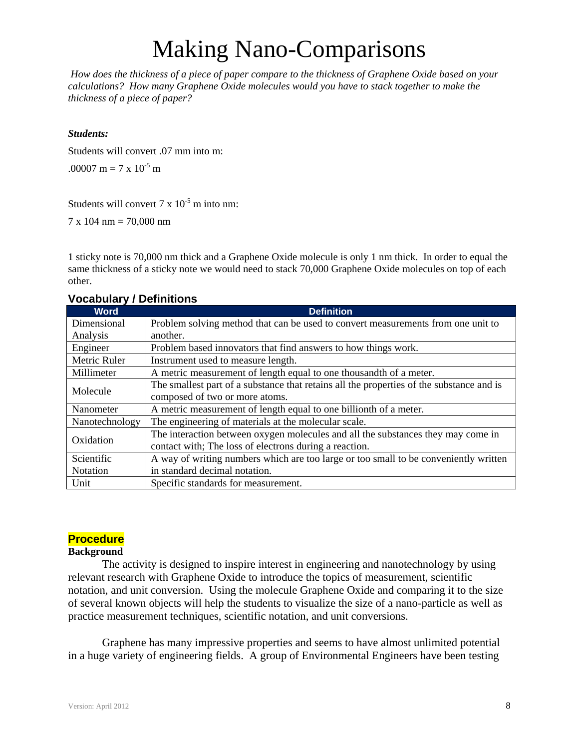# Making Nano-Comparisons

*How does the thickness of a piece of paper compare to the thickness of Graphene Oxide based on your calculations? How many Graphene Oxide molecules would you have to stack together to make the thickness of a piece of paper?*

***Students:***

Students will convert .07 mm into m:

.00007 m = $7 \times 10^{-5}$ m

Students will convert $7 \times 10^{-5}$ m into nm:

7 x 104 nm = 70,000 nm

1 sticky note is 70,000 nm thick and a Graphene Oxide molecule is only 1 nm thick. In order to equal the same thickness of a sticky note we would need to stack 70,000 Graphene Oxide molecules on top of each other.

### Vocabulary / Definitions

| Word | Definition |
|---|---|
| Dimensional Analysis | Problem solving method that can be used to convert measurements from one unit to another. |
| Engineer | Problem based innovators that find answers to how things work. |
| Metric Ruler | Instrument used to measure length. |
| Millimeter | A metric measurement of length equal to one thousandth of a meter. |
| Molecule | The smallest part of a substance that retains all the properties of the substance and is composed of two or more atoms. |
| Nanometer | A metric measurement of length equal to one billionth of a meter. |
| Nanotechnology | The engineering of materials at the molecular scale. |
| Oxidation | The interaction between oxygen molecules and all the substances they may come in contact with; The loss of electrons during a reaction. |
| Scientific Notation | A way of writing numbers which are too large or too small to be conveniently written in standard decimal notation. |
| Unit | Specific standards for measurement. |

### Procedure

**Background**

The activity is designed to inspire interest in engineering and nanotechnology by using relevant research with Graphene Oxide to introduce the topics of measurement, scientific notation, and unit conversion. Using the molecule Graphene Oxide and comparing it to the size of several known objects will help the students to visualize the size of a nano-particle as well as practice measurement techniques, scientific notation, and unit conversions.

Graphene has many impressive properties and seems to have almost unlimited potential in a huge variety of engineering fields. A group of Environmental Engineers have been testing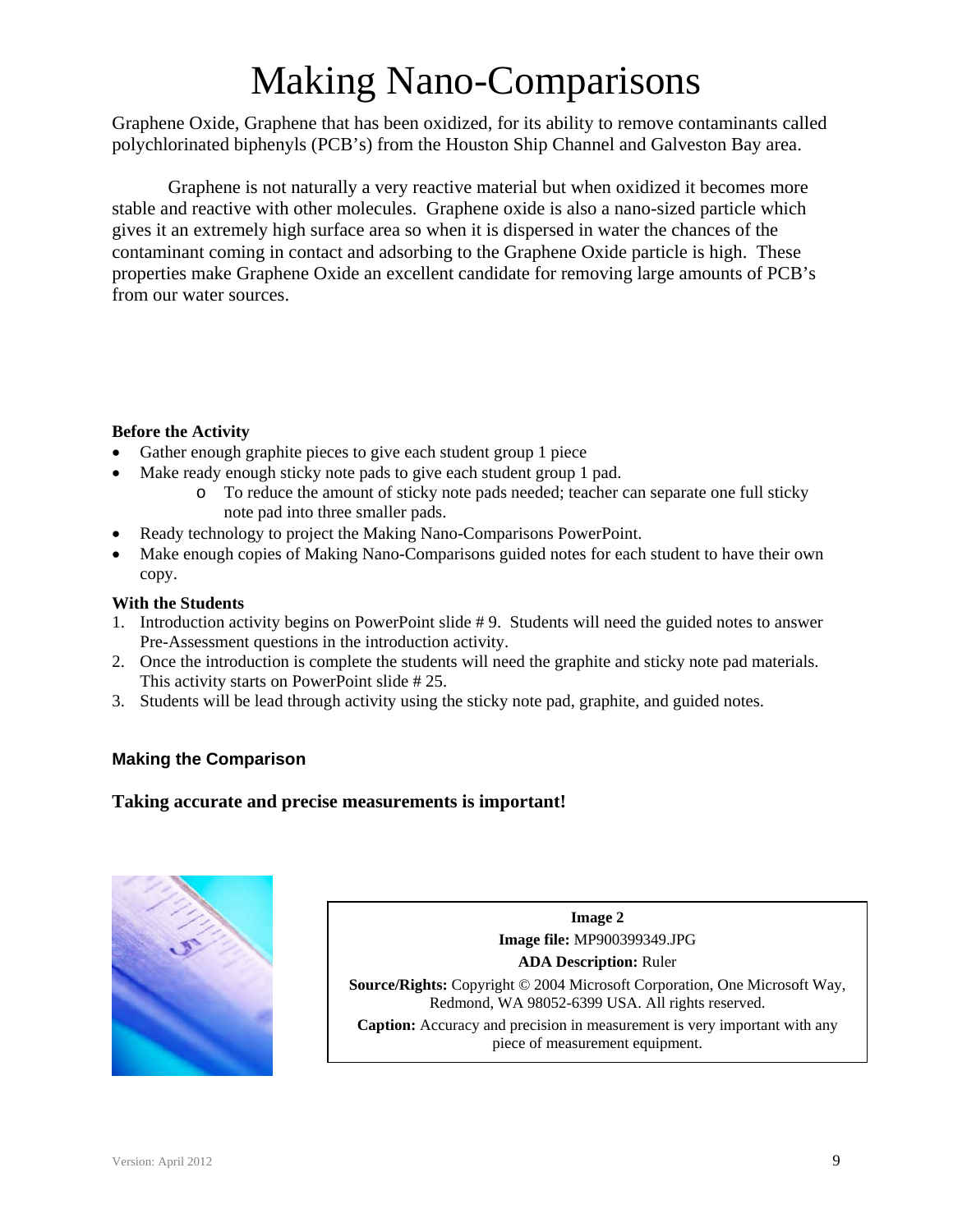# Making Nano-Comparisons

Graphene Oxide, Graphene that has been oxidized, for its ability to remove contaminants called polychlorinated biphenyls (PCB's) from the Houston Ship Channel and Galveston Bay area.

Graphene is not naturally a very reactive material but when oxidized it becomes more stable and reactive with other molecules. Graphene oxide is also a nano-sized particle which gives it an extremely high surface area so when it is dispersed in water the chances of the contaminant coming in contact and adsorbing to the Graphene Oxide particle is high. These properties make Graphene Oxide an excellent candidate for removing large amounts of PCB's from our water sources.

**Before the Activity**

- Gather enough graphite pieces to give each student group 1 piece
- Make ready enough sticky note pads to give each student group 1 pad.
  - To reduce the amount of sticky note pads needed; teacher can separate one full sticky note pad into three smaller pads.
- Ready technology to project the Making Nano-Comparisons PowerPoint.
- Make enough copies of Making Nano-Comparisons guided notes for each student to have their own copy.

**With the Students**

1. Introduction activity begins on PowerPoint slide # 9. Students will need the guided notes to answer Pre-Assessment questions in the introduction activity.
2. Once the introduction is complete the students will need the graphite and sticky note pad materials. This activity starts on PowerPoint slide # 25.
3. Students will be lead through activity using the sticky note pad, graphite, and guided notes.

### Making the Comparison

**Taking accurate and precise measurements is important!**

**Image 2**
**Image file:** MP900399349.JPG
**ADA Description:** Ruler
**Source/Rights:** Copyright © 2004 Microsoft Corporation, One Microsoft Way, Redmond, WA 98052-6399 USA. All rights reserved.
**Caption:** Accuracy and precision in measurement is very important with any piece of measurement equipment.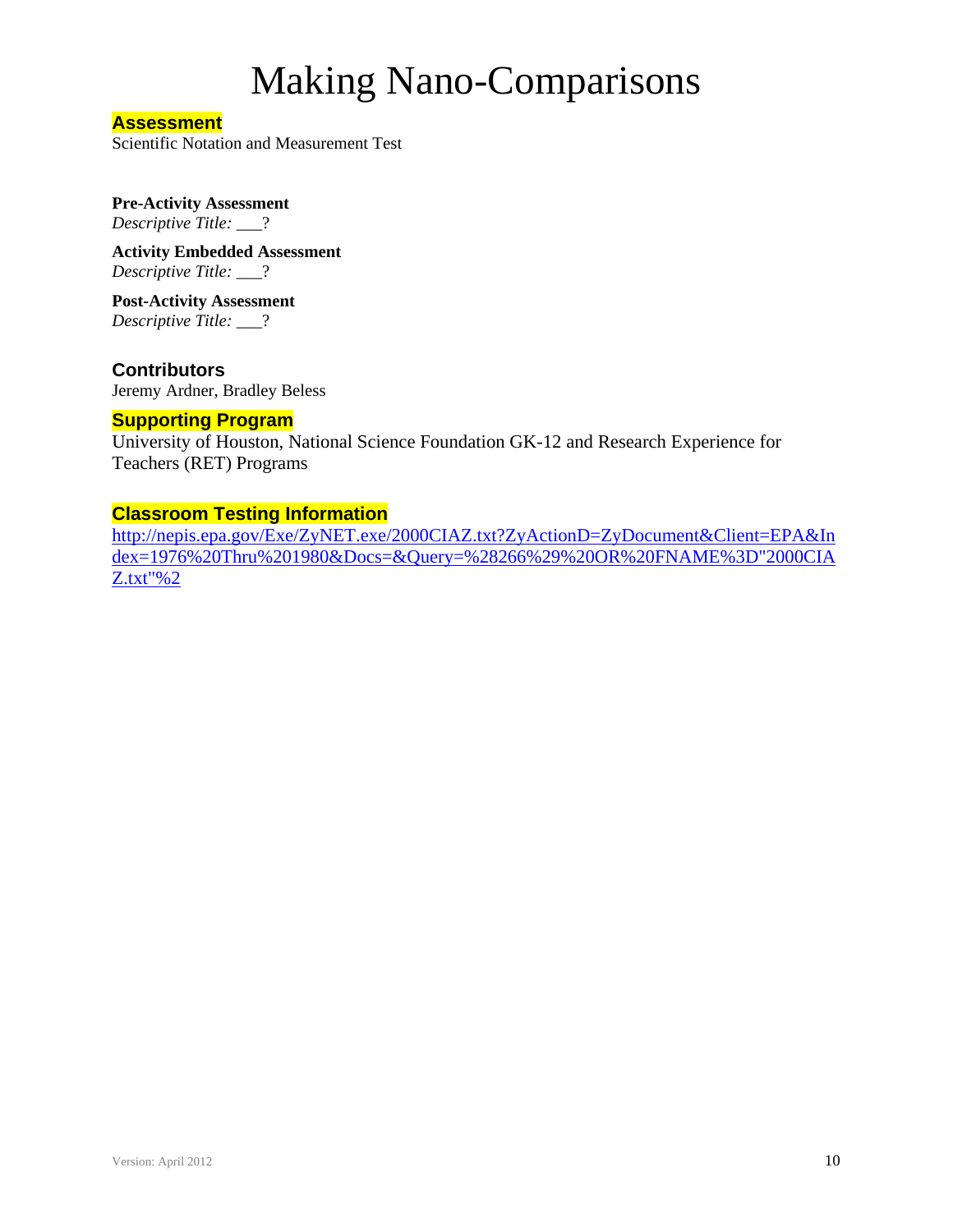# Making Nano-Comparisons

## Assessment

Scientific Notation and Measurement Test

**Pre-Activity Assessment**
*Descriptive Title:* ___?

**Activity Embedded Assessment**
*Descriptive Title:* ___?

**Post-Activity Assessment**
*Descriptive Title:* ___?

## Contributors

Jeremy Ardner, Bradley Beless

## Supporting Program

University of Houston, National Science Foundation GK-12 and Research Experience for Teachers (RET) Programs

## Classroom Testing Information

http://nepis.epa.gov/Exe/ZyNET.exe/2000CIAZ.txt?ZyActionD=ZyDocument&Client=EPA&Index=1976%20Thru%201980&Docs=&Query=%28266%29%20OR%20FNAME%3D"2000CIAZ.txt"%2